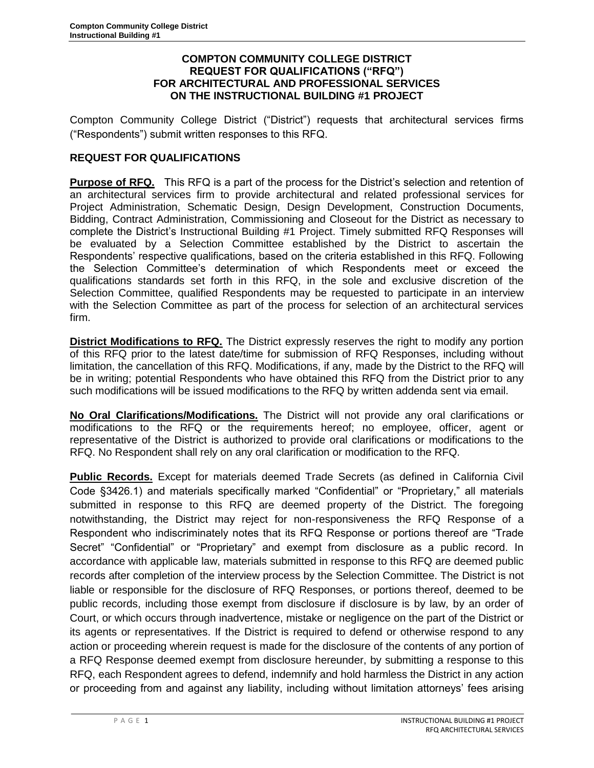**COMPTON COMMUNITY COLLEGE DISTRICT**
**REQUEST FOR QUALIFICATIONS ("RFQ")**
**FOR ARCHITECTURAL AND PROFESSIONAL SERVICES**
**ON THE INSTRUCTIONAL BUILDING #1 PROJECT**

Compton Community College District ("District") requests that architectural services firms ("Respondents") submit written responses to this RFQ.

## REQUEST FOR QUALIFICATIONS

**Purpose of RFQ.** This RFQ is a part of the process for the District's selection and retention of an architectural services firm to provide architectural and related professional services for Project Administration, Schematic Design, Design Development, Construction Documents, Bidding, Contract Administration, Commissioning and Closeout for the District as necessary to complete the District's Instructional Building #1 Project. Timely submitted RFQ Responses will be evaluated by a Selection Committee established by the District to ascertain the Respondents' respective qualifications, based on the criteria established in this RFQ. Following the Selection Committee's determination of which Respondents meet or exceed the qualifications standards set forth in this RFQ, in the sole and exclusive discretion of the Selection Committee, qualified Respondents may be requested to participate in an interview with the Selection Committee as part of the process for selection of an architectural services firm.

**District Modifications to RFQ.** The District expressly reserves the right to modify any portion of this RFQ prior to the latest date/time for submission of RFQ Responses, including without limitation, the cancellation of this RFQ. Modifications, if any, made by the District to the RFQ will be in writing; potential Respondents who have obtained this RFQ from the District prior to any such modifications will be issued modifications to the RFQ by written addenda sent via email.

**No Oral Clarifications/Modifications.** The District will not provide any oral clarifications or modifications to the RFQ or the requirements hereof; no employee, officer, agent or representative of the District is authorized to provide oral clarifications or modifications to the RFQ. No Respondent shall rely on any oral clarification or modification to the RFQ.

**Public Records.** Except for materials deemed Trade Secrets (as defined in California Civil Code §3426.1) and materials specifically marked "Confidential" or "Proprietary," all materials submitted in response to this RFQ are deemed property of the District. The foregoing notwithstanding, the District may reject for non-responsiveness the RFQ Response of a Respondent who indiscriminately notes that its RFQ Response or portions thereof are "Trade Secret" "Confidential" or "Proprietary" and exempt from disclosure as a public record. In accordance with applicable law, materials submitted in response to this RFQ are deemed public records after completion of the interview process by the Selection Committee. The District is not liable or responsible for the disclosure of RFQ Responses, or portions thereof, deemed to be public records, including those exempt from disclosure if disclosure is by law, by an order of Court, or which occurs through inadvertence, mistake or negligence on the part of the District or its agents or representatives. If the District is required to defend or otherwise respond to any action or proceeding wherein request is made for the disclosure of the contents of any portion of a RFQ Response deemed exempt from disclosure hereunder, by submitting a response to this RFQ, each Respondent agrees to defend, indemnify and hold harmless the District in any action or proceeding from and against any liability, including without limitation attorneys' fees arising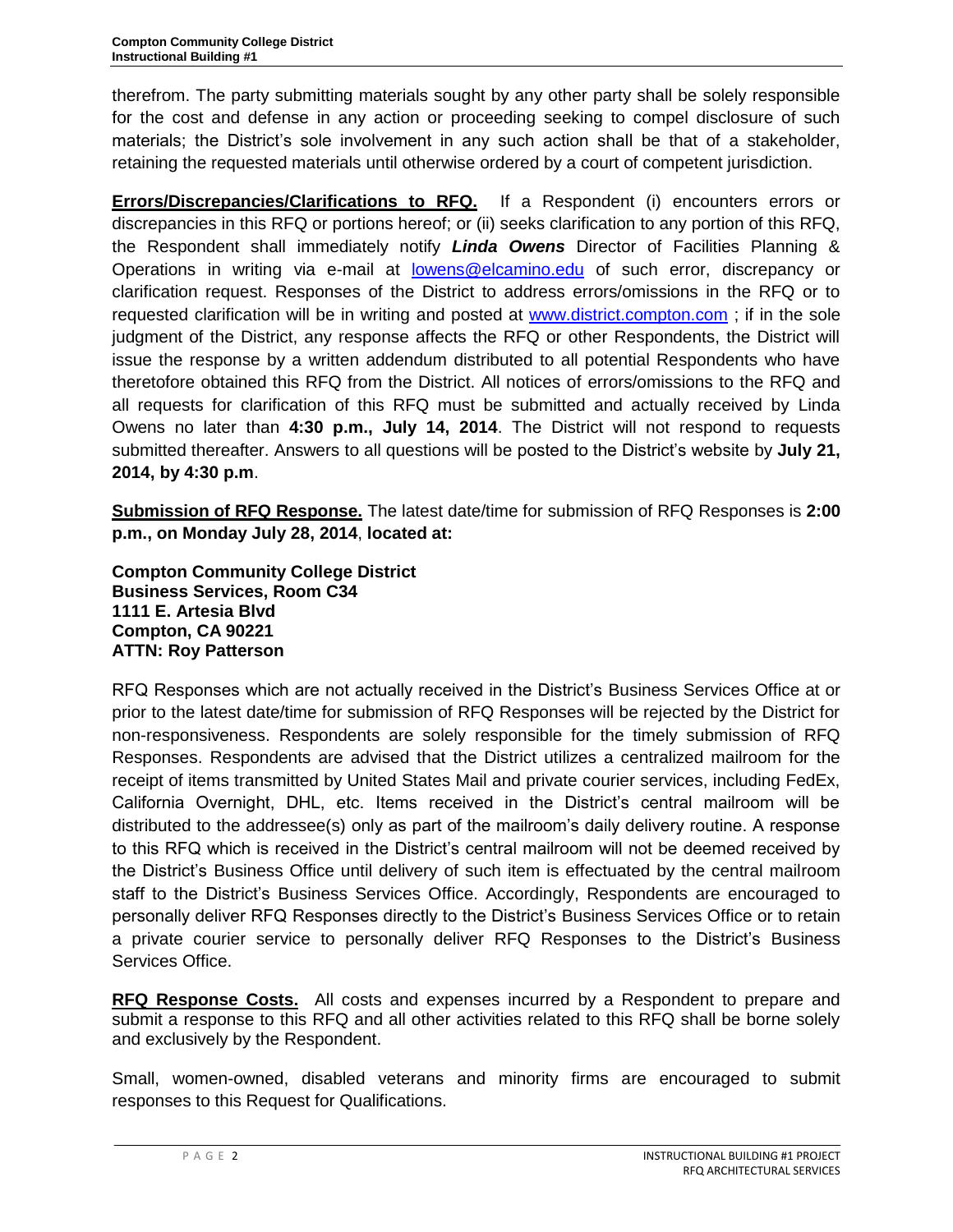therefrom. The party submitting materials sought by any other party shall be solely responsible for the cost and defense in any action or proceeding seeking to compel disclosure of such materials; the District's sole involvement in any such action shall be that of a stakeholder, retaining the requested materials until otherwise ordered by a court of competent jurisdiction.

**Errors/Discrepancies/Clarifications to RFQ.** If a Respondent (i) encounters errors or discrepancies in this RFQ or portions hereof; or (ii) seeks clarification to any portion of this RFQ, the Respondent shall immediately notify ***Linda Owens*** Director of Facilities Planning & Operations in writing via e-mail at lowens@elcamino.edu of such error, discrepancy or clarification request. Responses of the District to address errors/omissions in the RFQ or to requested clarification will be in writing and posted at www.district.compton.com ; if in the sole judgment of the District, any response affects the RFQ or other Respondents, the District will issue the response by a written addendum distributed to all potential Respondents who have theretofore obtained this RFQ from the District. All notices of errors/omissions to the RFQ and all requests for clarification of this RFQ must be submitted and actually received by Linda Owens no later than **4:30 p.m., July 14, 2014**. The District will not respond to requests submitted thereafter. Answers to all questions will be posted to the District's website by **July 21, 2014, by 4:30 p.m**.

**Submission of RFQ Response.** The latest date/time for submission of RFQ Responses is **2:00 p.m., on Monday July 28, 2014**, **located at:**

**Compton Community College District**
**Business Services, Room C34**
**1111 E. Artesia Blvd**
**Compton, CA 90221**
**ATTN: Roy Patterson**

RFQ Responses which are not actually received in the District's Business Services Office at or prior to the latest date/time for submission of RFQ Responses will be rejected by the District for non-responsiveness. Respondents are solely responsible for the timely submission of RFQ Responses. Respondents are advised that the District utilizes a centralized mailroom for the receipt of items transmitted by United States Mail and private courier services, including FedEx, California Overnight, DHL, etc. Items received in the District's central mailroom will be distributed to the addressee(s) only as part of the mailroom's daily delivery routine. A response to this RFQ which is received in the District's central mailroom will not be deemed received by the District's Business Office until delivery of such item is effectuated by the central mailroom staff to the District's Business Services Office. Accordingly, Respondents are encouraged to personally deliver RFQ Responses directly to the District's Business Services Office or to retain a private courier service to personally deliver RFQ Responses to the District's Business Services Office.

**RFQ Response Costs.** All costs and expenses incurred by a Respondent to prepare and submit a response to this RFQ and all other activities related to this RFQ shall be borne solely and exclusively by the Respondent.

Small, women-owned, disabled veterans and minority firms are encouraged to submit responses to this Request for Qualifications.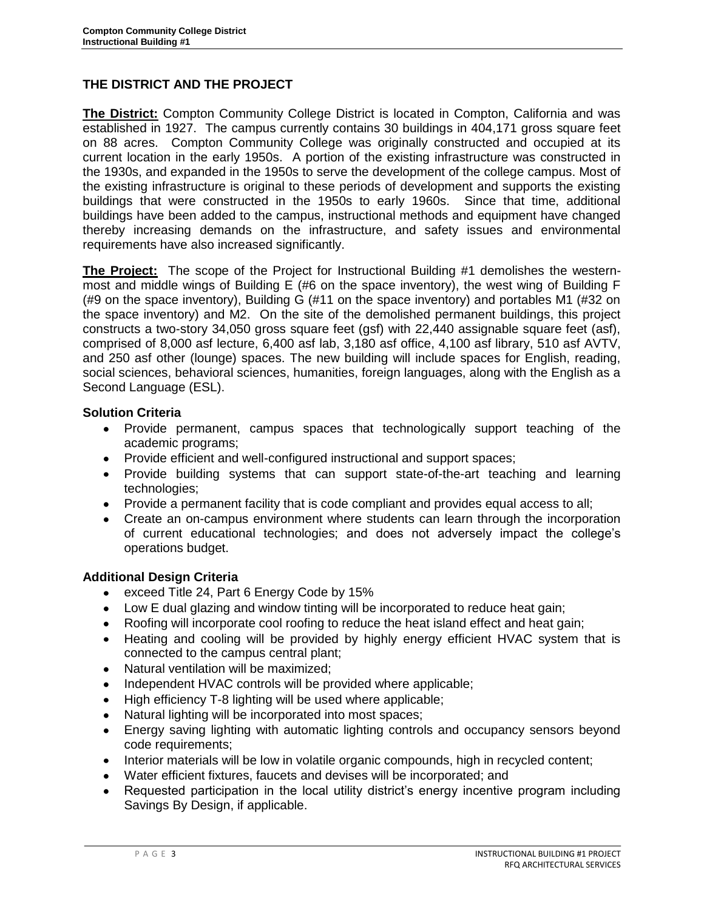## THE DISTRICT AND THE PROJECT

**The District:** Compton Community College District is located in Compton, California and was established in 1927. The campus currently contains 30 buildings in 404,171 gross square feet on 88 acres. Compton Community College was originally constructed and occupied at its current location in the early 1950s. A portion of the existing infrastructure was constructed in the 1930s, and expanded in the 1950s to serve the development of the college campus. Most of the existing infrastructure is original to these periods of development and supports the existing buildings that were constructed in the 1950s to early 1960s. Since that time, additional buildings have been added to the campus, instructional methods and equipment have changed thereby increasing demands on the infrastructure, and safety issues and environmental requirements have also increased significantly.

**The Project:** The scope of the Project for Instructional Building #1 demolishes the western-most and middle wings of Building E (#6 on the space inventory), the west wing of Building F (#9 on the space inventory), Building G (#11 on the space inventory) and portables M1 (#32 on the space inventory) and M2. On the site of the demolished permanent buildings, this project constructs a two-story 34,050 gross square feet (gsf) with 22,440 assignable square feet (asf), comprised of 8,000 asf lecture, 6,400 asf lab, 3,180 asf office, 4,100 asf library, 510 asf AVTV, and 250 asf other (lounge) spaces. The new building will include spaces for English, reading, social sciences, behavioral sciences, humanities, foreign languages, along with the English as a Second Language (ESL).

### Solution Criteria

- Provide permanent, campus spaces that technologically support teaching of the academic programs;
- Provide efficient and well-configured instructional and support spaces;
- Provide building systems that can support state-of-the-art teaching and learning technologies;
- Provide a permanent facility that is code compliant and provides equal access to all;
- Create an on-campus environment where students can learn through the incorporation of current educational technologies; and does not adversely impact the college's operations budget.

### Additional Design Criteria

- exceed Title 24, Part 6 Energy Code by 15%
- Low E dual glazing and window tinting will be incorporated to reduce heat gain;
- Roofing will incorporate cool roofing to reduce the heat island effect and heat gain;
- Heating and cooling will be provided by highly energy efficient HVAC system that is connected to the campus central plant;
- Natural ventilation will be maximized;
- Independent HVAC controls will be provided where applicable;
- High efficiency T-8 lighting will be used where applicable;
- Natural lighting will be incorporated into most spaces;
- Energy saving lighting with automatic lighting controls and occupancy sensors beyond code requirements;
- Interior materials will be low in volatile organic compounds, high in recycled content;
- Water efficient fixtures, faucets and devises will be incorporated; and
- Requested participation in the local utility district's energy incentive program including Savings By Design, if applicable.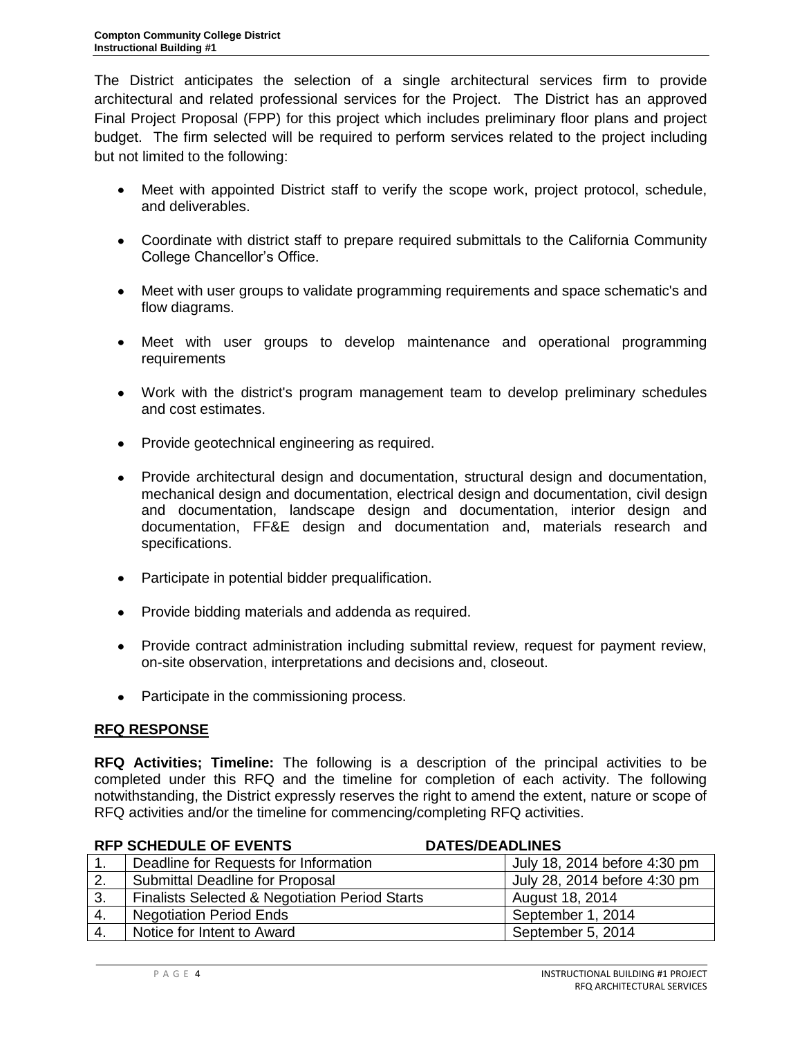The District anticipates the selection of a single architectural services firm to provide architectural and related professional services for the Project. The District has an approved Final Project Proposal (FPP) for this project which includes preliminary floor plans and project budget. The firm selected will be required to perform services related to the project including but not limited to the following:

- Meet with appointed District staff to verify the scope work, project protocol, schedule, and deliverables.
- Coordinate with district staff to prepare required submittals to the California Community College Chancellor's Office.
- Meet with user groups to validate programming requirements and space schematic's and flow diagrams.
- Meet with user groups to develop maintenance and operational programming requirements
- Work with the district's program management team to develop preliminary schedules and cost estimates.
- Provide geotechnical engineering as required.
- Provide architectural design and documentation, structural design and documentation, mechanical design and documentation, electrical design and documentation, civil design and documentation, landscape design and documentation, interior design and documentation, FF&E design and documentation and, materials research and specifications.
- Participate in potential bidder prequalification.
- Provide bidding materials and addenda as required.
- Provide contract administration including submittal review, request for payment review, on-site observation, interpretations and decisions and, closeout.
- Participate in the commissioning process.

## RFQ RESPONSE

**RFQ Activities; Timeline:** The following is a description of the principal activities to be completed under this RFQ and the timeline for completion of each activity. The following notwithstanding, the District expressly reserves the right to amend the extent, nature or scope of RFQ activities and/or the timeline for commencing/completing RFQ activities.

| | RFP SCHEDULE OF EVENTS | DATES/DEADLINES |
|---|---|---|
| 1. | Deadline for Requests for Information | July 18, 2014 before 4:30 pm |
| 2. | Submittal Deadline for Proposal | July 28, 2014 before 4:30 pm |
| 3. | Finalists Selected & Negotiation Period Starts | August 18, 2014 |
| 4. | Negotiation Period Ends | September 1, 2014 |
| 4. | Notice for Intent to Award | September 5, 2014 |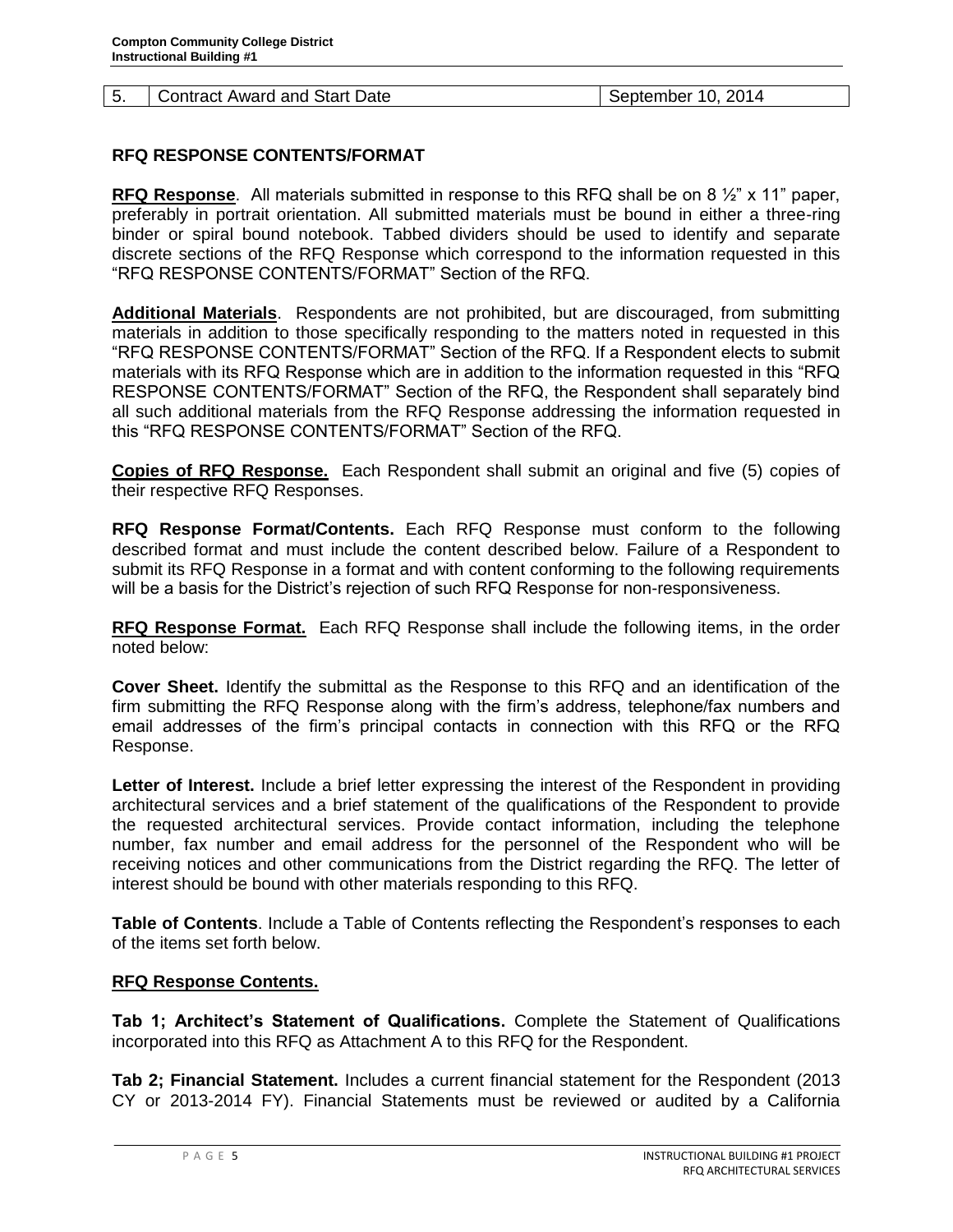| 5. | Contract Award and Start Date | September 10, 2014 |
|---|---|---|

## RFQ RESPONSE CONTENTS/FORMAT

**RFQ Response**. All materials submitted in response to this RFQ shall be on 8 ½" x 11" paper, preferably in portrait orientation. All submitted materials must be bound in either a three-ring binder or spiral bound notebook. Tabbed dividers should be used to identify and separate discrete sections of the RFQ Response which correspond to the information requested in this "RFQ RESPONSE CONTENTS/FORMAT" Section of the RFQ.

**Additional Materials**. Respondents are not prohibited, but are discouraged, from submitting materials in addition to those specifically responding to the matters noted in requested in this "RFQ RESPONSE CONTENTS/FORMAT" Section of the RFQ. If a Respondent elects to submit materials with its RFQ Response which are in addition to the information requested in this "RFQ RESPONSE CONTENTS/FORMAT" Section of the RFQ, the Respondent shall separately bind all such additional materials from the RFQ Response addressing the information requested in this "RFQ RESPONSE CONTENTS/FORMAT" Section of the RFQ.

**Copies of RFQ Response.** Each Respondent shall submit an original and five (5) copies of their respective RFQ Responses.

**RFQ Response Format/Contents.** Each RFQ Response must conform to the following described format and must include the content described below. Failure of a Respondent to submit its RFQ Response in a format and with content conforming to the following requirements will be a basis for the District's rejection of such RFQ Response for non-responsiveness.

**RFQ Response Format.** Each RFQ Response shall include the following items, in the order noted below:

**Cover Sheet.** Identify the submittal as the Response to this RFQ and an identification of the firm submitting the RFQ Response along with the firm's address, telephone/fax numbers and email addresses of the firm's principal contacts in connection with this RFQ or the RFQ Response.

**Letter of Interest.** Include a brief letter expressing the interest of the Respondent in providing architectural services and a brief statement of the qualifications of the Respondent to provide the requested architectural services. Provide contact information, including the telephone number, fax number and email address for the personnel of the Respondent who will be receiving notices and other communications from the District regarding the RFQ. The letter of interest should be bound with other materials responding to this RFQ.

**Table of Contents**. Include a Table of Contents reflecting the Respondent's responses to each of the items set forth below.

**RFQ Response Contents.**

**Tab 1; Architect's Statement of Qualifications.** Complete the Statement of Qualifications incorporated into this RFQ as Attachment A to this RFQ for the Respondent.

**Tab 2; Financial Statement.** Includes a current financial statement for the Respondent (2013 CY or 2013-2014 FY). Financial Statements must be reviewed or audited by a California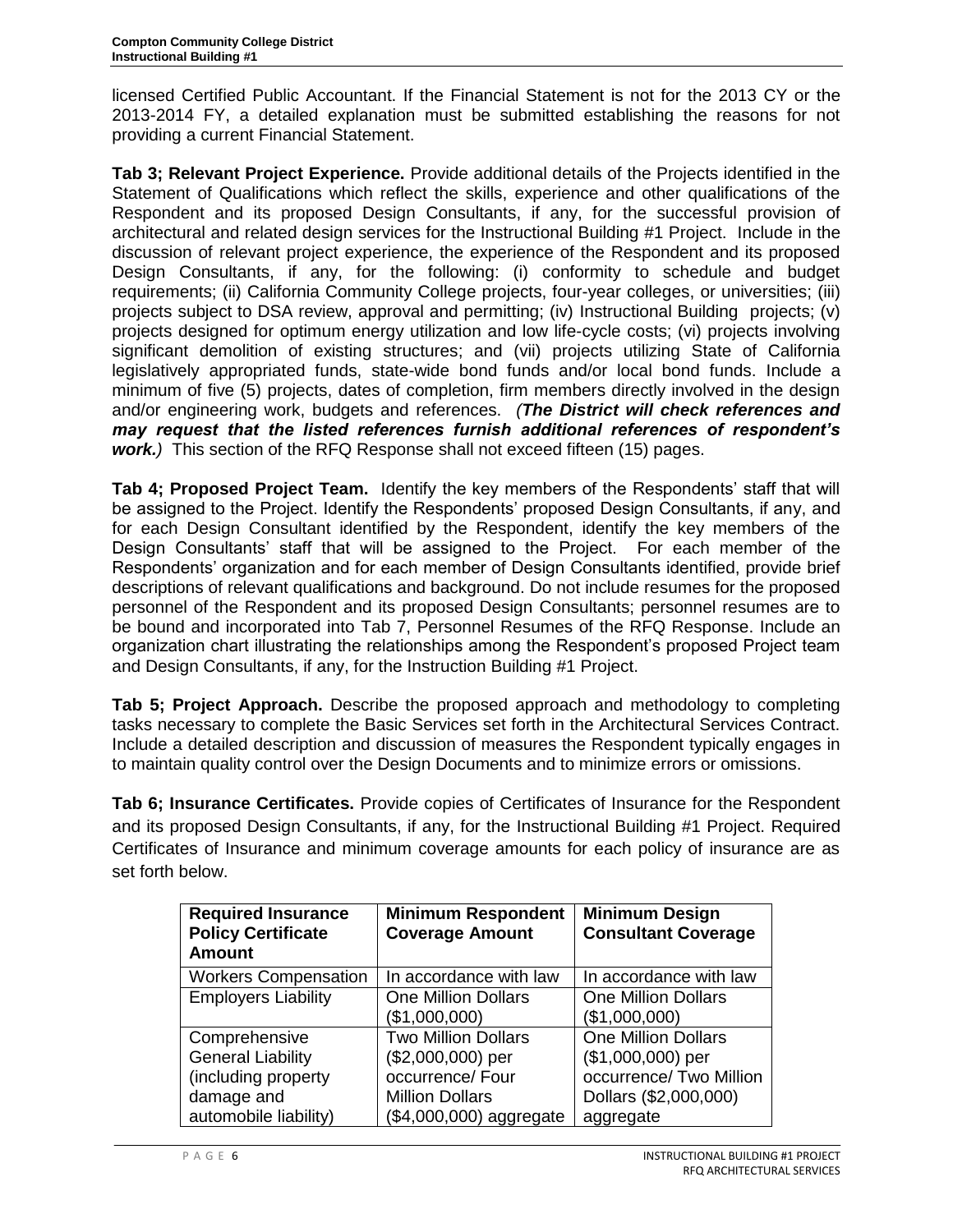licensed Certified Public Accountant. If the Financial Statement is not for the 2013 CY or the 2013-2014 FY, a detailed explanation must be submitted establishing the reasons for not providing a current Financial Statement.

**Tab 3; Relevant Project Experience.** Provide additional details of the Projects identified in the Statement of Qualifications which reflect the skills, experience and other qualifications of the Respondent and its proposed Design Consultants, if any, for the successful provision of architectural and related design services for the Instructional Building #1 Project. Include in the discussion of relevant project experience, the experience of the Respondent and its proposed Design Consultants, if any, for the following: (i) conformity to schedule and budget requirements; (ii) California Community College projects, four-year colleges, or universities; (iii) projects subject to DSA review, approval and permitting; (iv) Instructional Building projects; (v) projects designed for optimum energy utilization and low life-cycle costs; (vi) projects involving significant demolition of existing structures; and (vii) projects utilizing State of California legislatively appropriated funds, state-wide bond funds and/or local bond funds. Include a minimum of five (5) projects, dates of completion, firm members directly involved in the design and/or engineering work, budgets and references. *(**The District will check references and may request that the listed references furnish additional references of respondent's work.**)* This section of the RFQ Response shall not exceed fifteen (15) pages.

**Tab 4; Proposed Project Team.** Identify the key members of the Respondents' staff that will be assigned to the Project. Identify the Respondents' proposed Design Consultants, if any, and for each Design Consultant identified by the Respondent, identify the key members of the Design Consultants' staff that will be assigned to the Project. For each member of the Respondents' organization and for each member of Design Consultants identified, provide brief descriptions of relevant qualifications and background. Do not include resumes for the proposed personnel of the Respondent and its proposed Design Consultants; personnel resumes are to be bound and incorporated into Tab 7, Personnel Resumes of the RFQ Response. Include an organization chart illustrating the relationships among the Respondent's proposed Project team and Design Consultants, if any, for the Instruction Building #1 Project.

**Tab 5; Project Approach.** Describe the proposed approach and methodology to completing tasks necessary to complete the Basic Services set forth in the Architectural Services Contract. Include a detailed description and discussion of measures the Respondent typically engages in to maintain quality control over the Design Documents and to minimize errors or omissions.

**Tab 6; Insurance Certificates.** Provide copies of Certificates of Insurance for the Respondent and its proposed Design Consultants, if any, for the Instructional Building #1 Project. Required Certificates of Insurance and minimum coverage amounts for each policy of insurance are as set forth below.

| **Required Insurance Policy Certificate Amount** | **Minimum Respondent Coverage Amount** | **Minimum Design Consultant Coverage** |
|---|---|---|
| Workers Compensation | In accordance with law | In accordance with law |
| Employers Liability | One Million Dollars ($1,000,000) | One Million Dollars ($1,000,000) |
| Comprehensive General Liability (including property damage and automobile liability) | Two Million Dollars ($2,000,000) per occurrence/ Four Million Dollars ($4,000,000) aggregate | One Million Dollars ($1,000,000) per occurrence/ Two Million Dollars ($2,000,000) aggregate |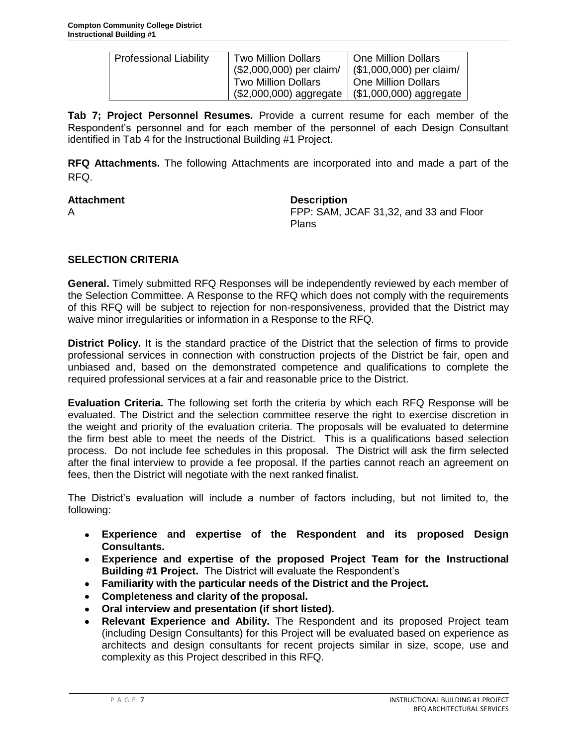| Professional Liability | Two Million Dollars ($2,000,000) per claim/ Two Million Dollars ($2,000,000) aggregate | One Million Dollars ($1,000,000) per claim/ One Million Dollars ($1,000,000) aggregate |
|---|---|---|

**Tab 7; Project Personnel Resumes.** Provide a current resume for each member of the Respondent's personnel and for each member of the personnel of each Design Consultant identified in Tab 4 for the Instructional Building #1 Project.

**RFQ Attachments.** The following Attachments are incorporated into and made a part of the RFQ.

| **Attachment** | **Description** |
|---|---|
| A | FPP: SAM, JCAF 31,32, and 33 and Floor Plans |

## SELECTION CRITERIA

**General.** Timely submitted RFQ Responses will be independently reviewed by each member of the Selection Committee. A Response to the RFQ which does not comply with the requirements of this RFQ will be subject to rejection for non-responsiveness, provided that the District may waive minor irregularities or information in a Response to the RFQ.

**District Policy.** It is the standard practice of the District that the selection of firms to provide professional services in connection with construction projects of the District be fair, open and unbiased and, based on the demonstrated competence and qualifications to complete the required professional services at a fair and reasonable price to the District.

**Evaluation Criteria.** The following set forth the criteria by which each RFQ Response will be evaluated. The District and the selection committee reserve the right to exercise discretion in the weight and priority of the evaluation criteria. The proposals will be evaluated to determine the firm best able to meet the needs of the District. This is a qualifications based selection process. Do not include fee schedules in this proposal. The District will ask the firm selected after the final interview to provide a fee proposal. If the parties cannot reach an agreement on fees, then the District will negotiate with the next ranked finalist.

The District's evaluation will include a number of factors including, but not limited to, the following:

- **Experience and expertise of the Respondent and its proposed Design Consultants.**
- **Experience and expertise of the proposed Project Team for the Instructional Building #1 Project.** The District will evaluate the Respondent's
- **Familiarity with the particular needs of the District and the Project.**
- **Completeness and clarity of the proposal.**
- **Oral interview and presentation (if short listed).**
- **Relevant Experience and Ability.** The Respondent and its proposed Project team (including Design Consultants) for this Project will be evaluated based on experience as architects and design consultants for recent projects similar in size, scope, use and complexity as this Project described in this RFQ.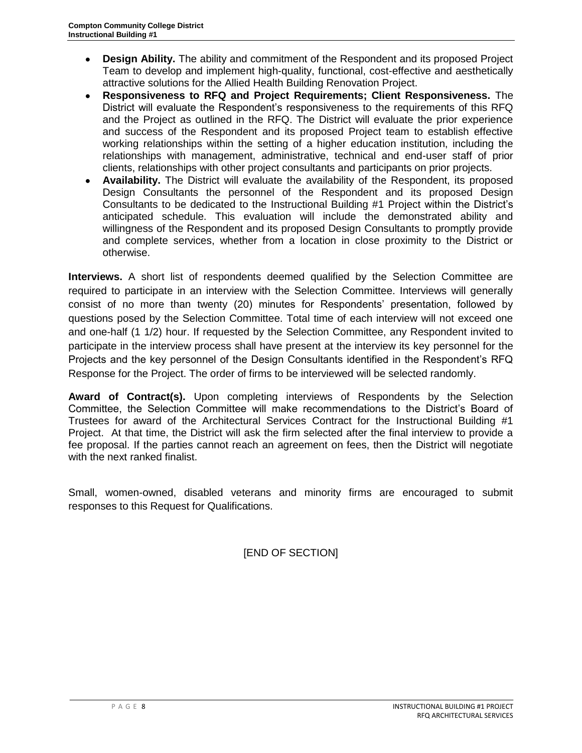- **Design Ability.** The ability and commitment of the Respondent and its proposed Project Team to develop and implement high-quality, functional, cost-effective and aesthetically attractive solutions for the Allied Health Building Renovation Project.
- **Responsiveness to RFQ and Project Requirements; Client Responsiveness.** The District will evaluate the Respondent's responsiveness to the requirements of this RFQ and the Project as outlined in the RFQ. The District will evaluate the prior experience and success of the Respondent and its proposed Project team to establish effective working relationships within the setting of a higher education institution, including the relationships with management, administrative, technical and end-user staff of prior clients, relationships with other project consultants and participants on prior projects.
- **Availability.** The District will evaluate the availability of the Respondent, its proposed Design Consultants the personnel of the Respondent and its proposed Design Consultants to be dedicated to the Instructional Building #1 Project within the District's anticipated schedule. This evaluation will include the demonstrated ability and willingness of the Respondent and its proposed Design Consultants to promptly provide and complete services, whether from a location in close proximity to the District or otherwise.

**Interviews.** A short list of respondents deemed qualified by the Selection Committee are required to participate in an interview with the Selection Committee. Interviews will generally consist of no more than twenty (20) minutes for Respondents' presentation, followed by questions posed by the Selection Committee. Total time of each interview will not exceed one and one-half (1 1/2) hour. If requested by the Selection Committee, any Respondent invited to participate in the interview process shall have present at the interview its key personnel for the Projects and the key personnel of the Design Consultants identified in the Respondent's RFQ Response for the Project. The order of firms to be interviewed will be selected randomly.

**Award of Contract(s).** Upon completing interviews of Respondents by the Selection Committee, the Selection Committee will make recommendations to the District's Board of Trustees for award of the Architectural Services Contract for the Instructional Building #1 Project. At that time, the District will ask the firm selected after the final interview to provide a fee proposal. If the parties cannot reach an agreement on fees, then the District will negotiate with the next ranked finalist.

Small, women-owned, disabled veterans and minority firms are encouraged to submit responses to this Request for Qualifications.

[END OF SECTION]